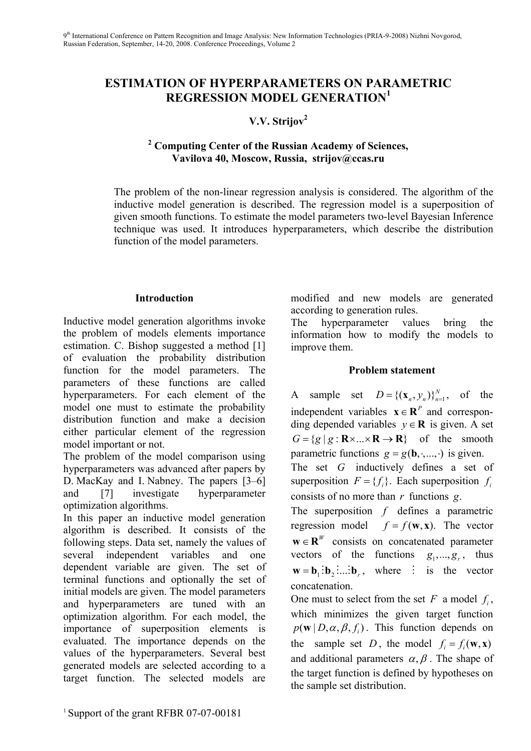# ESTIMATION OF HYPERPARAMETERS ON PARAMETRIC REGRESSION MODEL GENERATION[1]

**V.V. Strijov[2]**

**[2] Computing Center of the Russian Academy of Sciences, Vavilova 40, Moscow, Russia, strijov@ccas.ru**

The problem of the non-linear regression analysis is considered. The algorithm of the inductive model generation is described. The regression model is a superposition of given smooth functions. To estimate the model parameters two-level Bayesian Inference technique was used. It introduces hyperparameters, which describe the distribution function of the model parameters.

## Introduction

Inductive model generation algorithms invoke the problem of models elements importance estimation. C. Bishop suggested a method [1] of evaluation the probability distribution function for the model parameters. The parameters of these functions are called hyperparameters. For each element of the model one must to estimate the probability distribution function and make a decision either particular element of the regression model important or not.

The problem of the model comparison using hyperparameters was advanced after papers by D. MacKay and I. Nabney. The papers [3–6] and [7] investigate hyperparameter optimization algorithms.

In this paper an inductive model generation algorithm is described. It consists of the following steps. Data set, namely the values of several independent variables and one dependent variable are given. The set of terminal functions and optionally the set of initial models are given. The model parameters and hyperparameters are tuned with an optimization algorithm. For each model, the importance of superposition elements is evaluated. The importance depends on the values of the hyperparameters. Several best generated models are selected according to a target function. The selected models are modified and new models are generated according to generation rules.

The hyperparameter values bring the information how to modify the models to improve them.

## Problem statement

A sample set $D=\{(\mathbf{x}_n, y_n)\}_{n=1}^{N}$, of the independent variables $\mathbf{x}\in\mathbf{R}^P$ and corresponding depended variables $y\in\mathbf{R}$ is given. A set $G=\{g \mid g:\mathbf{R}\times\ldots\times\mathbf{R}\to\mathbf{R}\}$ of the smooth parametric functions $g=g(\mathbf{b},\cdot,\ldots,\cdot)$ is given.

The set $G$ inductively defines a set of superposition $F=\{f_i\}$. Each superposition $f_i$ consists of no more than $r$ functions $g$.

The superposition $f$ defines a parametric regression model $f=f(\mathbf{w},\mathbf{x})$. The vector $\mathbf{w}\in\mathbf{R}^W$ consists on concatenated parameter vectors of the functions $g_1,\ldots,g_r$, thus $\mathbf{w}=\mathbf{b}_1\vdots\mathbf{b}_2\vdots\ldots\vdots\mathbf{b}_r$, where $\vdots$ is the vector concatenation.

One must to select from the set $F$ a model $f_i$, which minimizes the given target function $p(\mathbf{w}\mid D,\alpha,\beta,f_i)$. This function depends on the sample set $D$, the model $f_i=f_i(\mathbf{w},\mathbf{x})$ and additional parameters $\alpha,\beta$. The shape of the target function is defined by hypotheses on the sample set distribution.

[1] Support of the grant RFBR 07-07-00181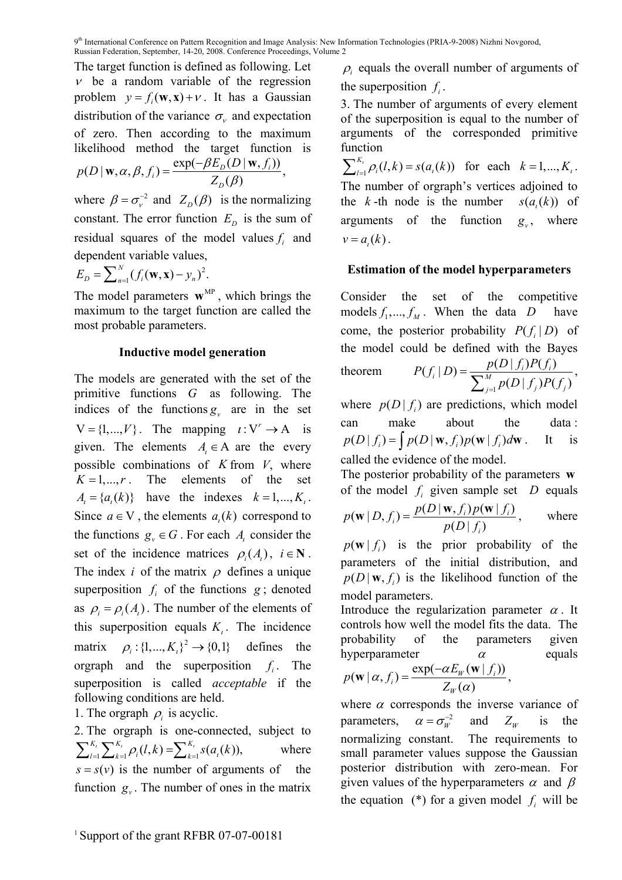The target function is defined as following. Let $\nu$ be a random variable of the regression problem $y = f_i(\mathbf{w}, \mathbf{x}) + \nu$. It has a Gaussian distribution of the variance $\sigma_\nu$ and expectation of zero. Then according to the maximum likelihood method the target function is

$$p(D \mid \mathbf{w}, \alpha, \beta, f_i) = \frac{\exp(-\beta E_D(D \mid \mathbf{w}, f_i))}{Z_D(\beta)},$$

where $\beta = \sigma_\nu^{-2}$ and $Z_D(\beta)$ is the normalizing constant. The error function $E_D$ is the sum of residual squares of the model values $f_i$ and dependent variable values,

$$E_D = \sum_{n=1}^{N} (f_i(\mathbf{w}, \mathbf{x}) - y_n)^2.$$

The model parameters $\mathbf{w}^{\mathrm{MP}}$, which brings the maximum to the target function are called the most probable parameters.

## Inductive model generation

The models are generated with the set of the primitive functions $G$ as following. The indices of the functions $g_v$ are in the set $\mathrm{V} = \{1, ..., V\}$. The mapping $\iota : \mathrm{V}^r \to \mathrm{A}$ is given. The elements $A_\iota \in \mathrm{A}$ are the every possible combinations of $K$ from $V$, where $K = 1, ..., r$. The elements of the set $A_\iota = \{a_\iota(k)\}$ have the indexes $k = 1, ..., K_\iota$. Since $a \in \mathrm{V}$, the elements $a_\iota(k)$ correspond to the functions $g_v \in G$. For each $A_\iota$ consider the set of the incidence matrices $\rho_i(A_\iota)$, $i \in \mathbf{N}$. The index $i$ of the matrix $\rho$ defines a unique superposition $f_i$ of the functions $g$; denoted as $\rho_i = \rho_i(A_\iota)$. The number of the elements of this superposition equals $K_\iota$. The incidence matrix $\rho_i : \{1, ..., K_\iota\}^2 \to \{0,1\}$ defines the orgraph and the superposition $f_i$. The superposition is called *acceptable* if the following conditions are held.

1. The orgraph $\rho_i$ is acyclic.
2. The orgraph is one-connected, subject to $\sum_{l=1}^{K_\iota} \sum_{k=1}^{K_\iota} \rho_i(l,k) = \sum_{k=1}^{K_\iota} s(a_\iota(k)),$ where $s = s(v)$ is the number of arguments of the function $g_v$. The number of ones in the matrix $\rho_i$ equals the overall number of arguments of the superposition $f_i$.
3. The number of arguments of every element of the superposition is equal to the number of arguments of the corresponded primitive function $\sum_{l=1}^{K_\iota} \rho_i(l,k) = s(a_\iota(k))$ for each $k = 1, ..., K_\iota$. The number of orgraph's vertices adjoined to the $k$-th node is the number $s(a_\iota(k))$ of arguments of the function $g_v$, where $v = a_\iota(k)$.

## Estimation of the model hyperparameters

Consider the set of the competitive models $f_1, ..., f_M$. When the data $D$ have come, the posterior probability $P(f_i \mid D)$ of the model could be defined with the Bayes theorem

$$P(f_i \mid D) = \frac{p(D \mid f_i) P(f_i)}{\sum_{j=1}^{M} p(D \mid f_j) P(f_j)},$$

where $p(D \mid f_i)$ are predictions, which model can make about the data: $p(D \mid f_i) = \int p(D \mid \mathbf{w}, f_i) p(\mathbf{w} \mid f_i) d\mathbf{w}$. It is called the evidence of the model.

The posterior probability of the parameters $\mathbf{w}$ of the model $f_i$ given sample set $D$ equals

$$p(\mathbf{w} \mid D, f_i) = \frac{p(D \mid \mathbf{w}, f_i) p(\mathbf{w} \mid f_i)}{p(D \mid f_i)},$$

where $p(\mathbf{w} \mid f_i)$ is the prior probability of the parameters of the initial distribution, and $p(D \mid \mathbf{w}, f_i)$ is the likelihood function of the model parameters.

Introduce the regularization parameter $\alpha$. It controls how well the model fits the data. The probability of the parameters given hyperparameter $\alpha$ equals

$$p(\mathbf{w} \mid \alpha, f_i) = \frac{\exp(-\alpha E_W(\mathbf{w} \mid f_i))}{Z_W(\alpha)},$$

where $\alpha$ corresponds the inverse variance of parameters, $\alpha = \sigma_W^{-2}$ and $Z_W$ is the normalizing constant. The requirements to small parameter values suppose the Gaussian posterior distribution with zero-mean. For given values of the hyperparameters $\alpha$ and $\beta$ the equation (*) for a given model $f_i$ will be

[1] Support of the grant RFBR 07-07-00181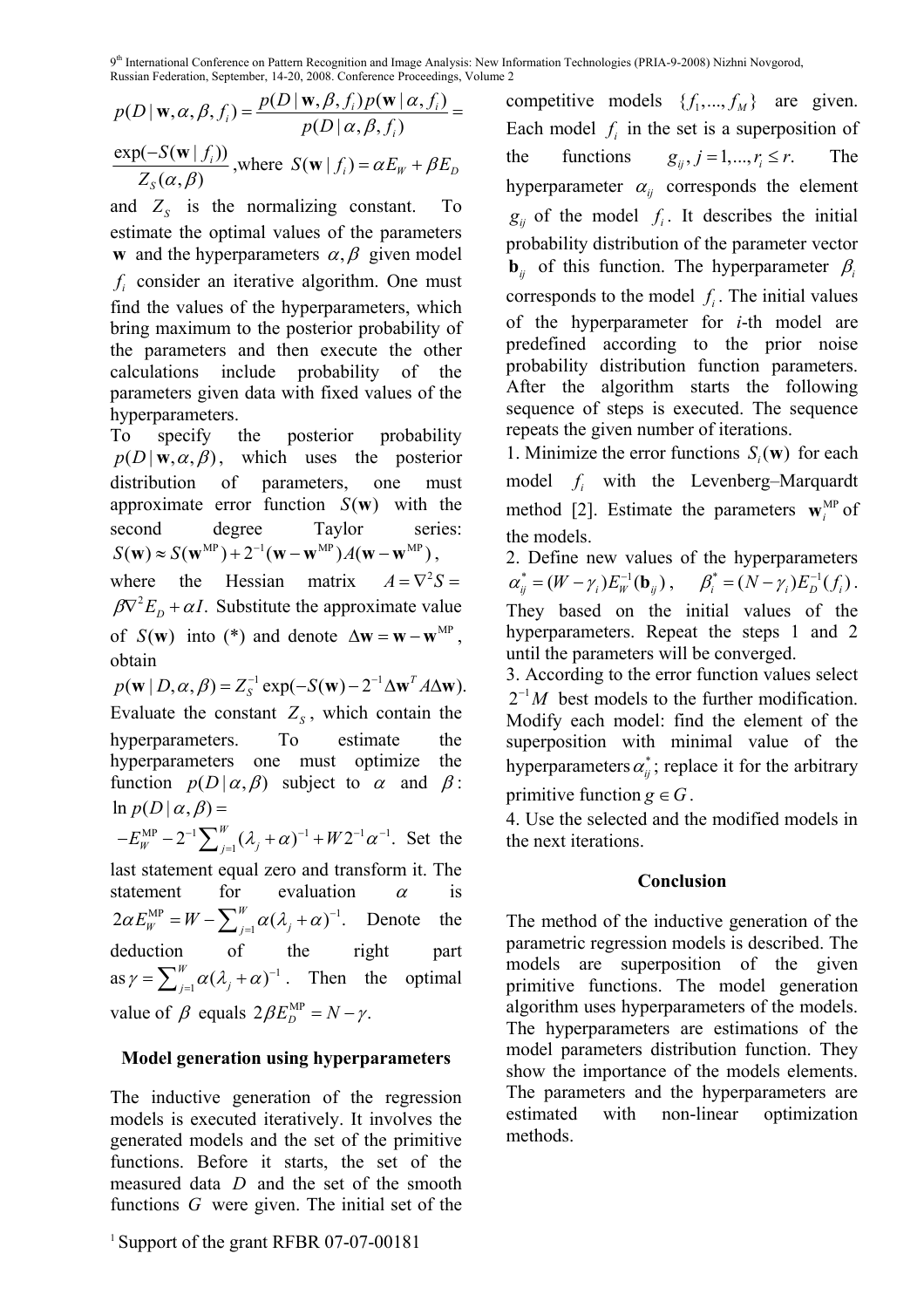$$p(D \mid \mathbf{w}, \alpha, \beta, f_i) = \frac{p(D \mid \mathbf{w}, \beta, f_i) p(\mathbf{w} \mid \alpha, f_i)}{p(D \mid \alpha, \beta, f_i)} =$$

$$\frac{\exp(-S(\mathbf{w} \mid f_i))}{Z_S(\alpha, \beta)}, \text{where } S(\mathbf{w} \mid f_i) = \alpha E_W + \beta E_D$$

and $Z_S$ is the normalizing constant. To estimate the optimal values of the parameters $\mathbf{w}$ and the hyperparameters $\alpha, \beta$ given model $f_i$ consider an iterative algorithm. One must find the values of the hyperparameters, which bring maximum to the posterior probability of the parameters and then execute the other calculations include probability of the parameters given data with fixed values of the hyperparameters.

To specify the posterior probability $p(D \mid \mathbf{w}, \alpha, \beta)$, which uses the posterior distribution of parameters, one must approximate error function $S(\mathbf{w})$ with the second degree Taylor series: $S(\mathbf{w}) \approx S(\mathbf{w}^{\text{MP}}) + 2^{-1}(\mathbf{w} - \mathbf{w}^{\text{MP}}) A(\mathbf{w} - \mathbf{w}^{\text{MP}})$, where the Hessian matrix $A = \nabla^2 S = \beta \nabla^2 E_D + \alpha I$. Substitute the approximate value of $S(\mathbf{w})$ into (*) and denote $\Delta \mathbf{w} = \mathbf{w} - \mathbf{w}^{\text{MP}}$, obtain

$$p(\mathbf{w} \mid D, \alpha, \beta) = Z_S^{-1} \exp(-S(\mathbf{w}) - 2^{-1} \Delta \mathbf{w}^T A \Delta \mathbf{w}).$$

Evaluate the constant $Z_S$, which contain the hyperparameters. To estimate the hyperparameters one must optimize the function $p(D \mid \alpha, \beta)$ subject to $\alpha$ and $\beta$:

$$\ln p(D \mid \alpha, \beta) =$$

$$-E_W^{\text{MP}} - 2^{-1} \sum_{j=1}^{W} (\lambda_j + \alpha)^{-1} + W 2^{-1} \alpha^{-1}.$$

Set the last statement equal zero and transform it. The statement for evaluation $\alpha$ is $2\alpha E_W^{\text{MP}} = W - \sum_{j=1}^{W} \alpha(\lambda_j + \alpha)^{-1}$. Denote the deduction of the right part as $\gamma = \sum_{j=1}^{W} \alpha(\lambda_j + \alpha)^{-1}$. Then the optimal value of $\beta$ equals $2\beta E_D^{\text{MP}} = N - \gamma$.

## Model generation using hyperparameters

The inductive generation of the regression models is executed iteratively. It involves the generated models and the set of the primitive functions. Before it starts, the set of the measured data $D$ and the set of the smooth functions $G$ were given. The initial set of the competitive models $\{f_1, \ldots, f_M\}$ are given. Each model $f_i$ in the set is a superposition of the functions $g_{ij}, j = 1, \ldots, r_i \le r$. The hyperparameter $\alpha_{ij}$ corresponds the element $g_{ij}$ of the model $f_i$. It describes the initial probability distribution of the parameter vector $\mathbf{b}_{ij}$ of this function. The hyperparameter $\beta_i$ corresponds to the model $f_i$. The initial values of the hyperparameter for $i$-th model are predefined according to the prior noise probability distribution function parameters. After the algorithm starts the following sequence of steps is executed. The sequence repeats the given number of iterations.

1. Minimize the error functions $S_i(\mathbf{w})$ for each model $f_i$ with the Levenberg–Marquardt method [2]. Estimate the parameters $\mathbf{w}_i^{\text{MP}}$ of the models.
2. Define new values of the hyperparameters $\alpha_{ij}^* = (W - \gamma_i) E_W^{-1}(\mathbf{b}_{ij})$, $\beta_i^* = (N - \gamma_i) E_D^{-1}(f_i)$. They based on the initial values of the hyperparameters. Repeat the steps 1 and 2 until the parameters will be converged.
3. According to the error function values select $2^{-1}M$ best models to the further modification. Modify each model: find the element of the superposition with minimal value of the hyperparameters $\alpha_{ij}^*$; replace it for the arbitrary primitive function $g \in G$.
4. Use the selected and the modified models in the next iterations.

## Conclusion

The method of the inductive generation of the parametric regression models is described. The models are superposition of the given primitive functions. The model generation algorithm uses hyperparameters of the models. The hyperparameters are estimations of the model parameters distribution function. They show the importance of the models elements. The parameters and the hyperparameters are estimated with non-linear optimization methods.

[1] Support of the grant RFBR 07-07-00181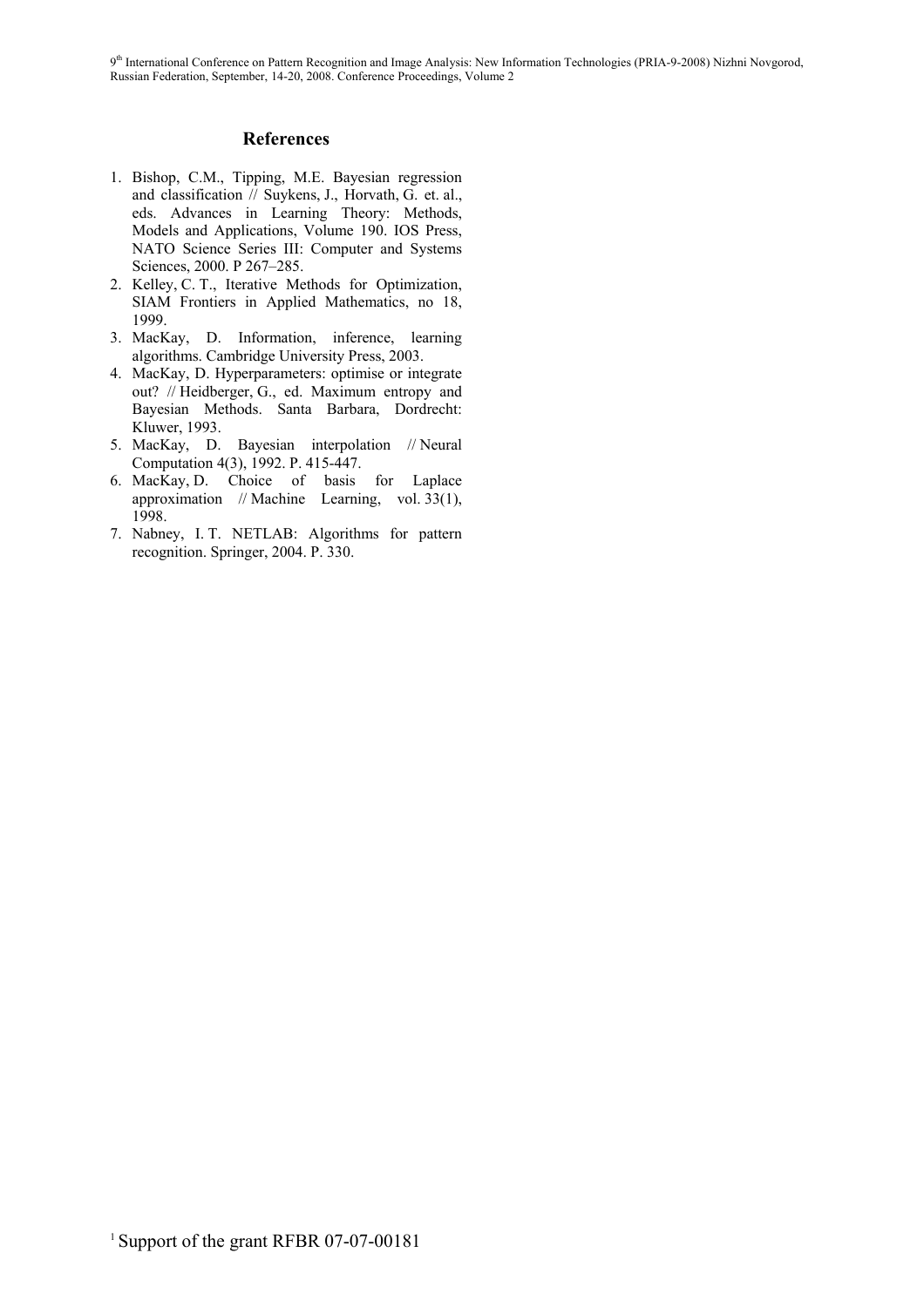## References

1. Bishop, C.M., Tipping, M.E. Bayesian regression and classification // Suykens, J., Horvath, G. et. al., eds. Advances in Learning Theory: Methods, Models and Applications, Volume 190. IOS Press, NATO Science Series III: Computer and Systems Sciences, 2000. P 267–285.
2. Kelley, C. T., Iterative Methods for Optimization, SIAM Frontiers in Applied Mathematics, no 18, 1999.
3. MacKay, D. Information, inference, learning algorithms. Cambridge University Press, 2003.
4. MacKay, D. Hyperparameters: optimise or integrate out? // Heidberger, G., ed. Maximum entropy and Bayesian Methods. Santa Barbara, Dordrecht: Kluwer, 1993.
5. MacKay, D. Bayesian interpolation // Neural Computation 4(3), 1992. P. 415-447.
6. MacKay, D. Choice of basis for Laplace approximation // Machine Learning, vol. 33(1), 1998.
7. Nabney, I. T. NETLAB: Algorithms for pattern recognition. Springer, 2004. P. 330.

[1] Support of the grant RFBR 07-07-00181